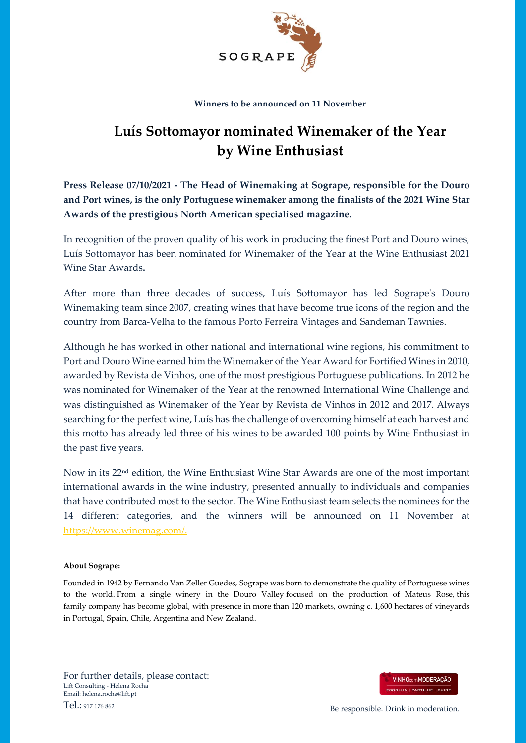SOGRAPE

**Winners to be announced on 11 November**

# Luís Sottomayor nominated Winemaker of the Year by Wine Enthusiast

**Press Release 07/10/2021 - The Head of Winemaking at Sogrape, responsible for the Douro and Port wines, is the only Portuguese winemaker among the finalists of the 2021 Wine Star Awards of the prestigious North American specialised magazine.**

In recognition of the proven quality of his work in producing the finest Port and Douro wines, Luís Sottomayor has been nominated for Winemaker of the Year at the Wine Enthusiast 2021 Wine Star Awards**.**

After more than three decades of success, Luís Sottomayor has led Sogrape's Douro Winemaking team since 2007, creating wines that have become true icons of the region and the country from Barca-Velha to the famous Porto Ferreira Vintages and Sandeman Tawnies.

Although he has worked in other national and international wine regions, his commitment to Port and Douro Wine earned him the Winemaker of the Year Award for Fortified Wines in 2010, awarded by Revista de Vinhos, one of the most prestigious Portuguese publications. In 2012 he was nominated for Winemaker of the Year at the renowned International Wine Challenge and was distinguished as Winemaker of the Year by Revista de Vinhos in 2012 and 2017. Always searching for the perfect wine, Luís has the challenge of overcoming himself at each harvest and this motto has already led three of his wines to be awarded 100 points by Wine Enthusiast in the past five years.

Now in its 22nd edition, the Wine Enthusiast Wine Star Awards are one of the most important international awards in the wine industry, presented annually to individuals and companies that have contributed most to the sector. The Wine Enthusiast team selects the nominees for the 14 different categories, and the winners will be announced on 11 November at [https://www.winemag.com/.](https://www.winemag.com/)

**About Sogrape:**

Founded in 1942 by Fernando Van Zeller Guedes, Sogrape was born to demonstrate the quality of Portuguese wines to the world. From a single winery in the Douro Valley focused on the production of Mateus Rose, this family company has become global, with presence in more than 120 markets, owning c. 1,600 hectares of vineyards in Portugal, Spain, Chile, Argentina and New Zealand.

For further details, please contact:
Lift Consulting - Helena Rocha
Email: helena.rocha@lift.pt
Tel.: 917 176 862

VINHOcomMODERAÇÃO
ESCOLHA | PARTILHE | CUIDE

Be responsible. Drink in moderation.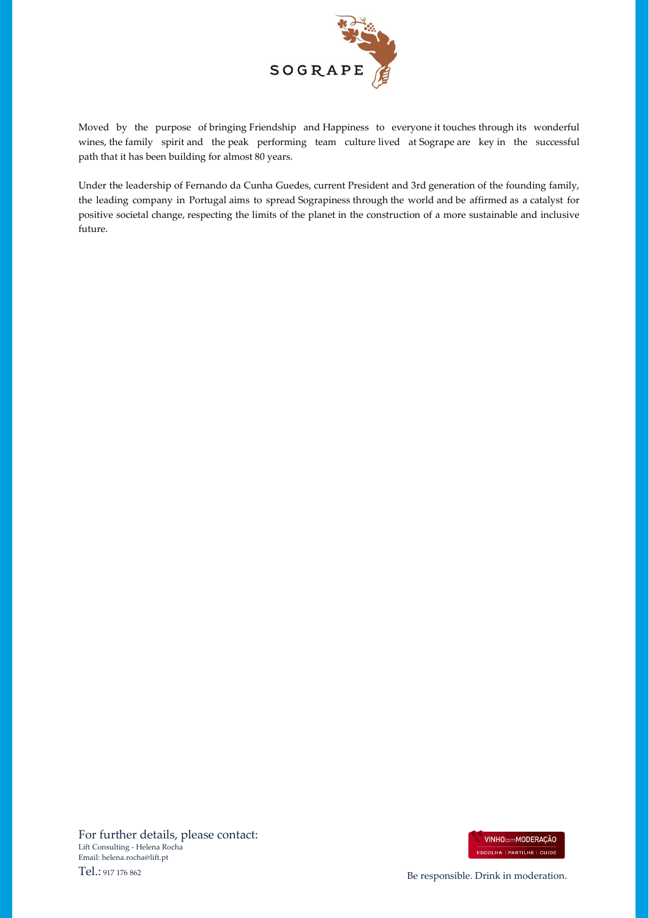Moved by the purpose of bringing Friendship and Happiness to everyone it touches through its wonderful wines, the family spirit and the peak performing team culture lived at Sogrape are key in the successful path that it has been building for almost 80 years.

Under the leadership of Fernando da Cunha Guedes, current President and 3rd generation of the founding family, the leading company in Portugal aims to spread Sograpiness through the world and be affirmed as a catalyst for positive societal change, respecting the limits of the planet in the construction of a more sustainable and inclusive future.

For further details, please contact:
Lift Consulting - Helena Rocha
Email: helena.rocha@lift.pt
Tel.: 917 176 862

VINHOcomMODERAÇÃO
ESCOLHA | PARTILHE | CUIDE

Be responsible. Drink in moderation.